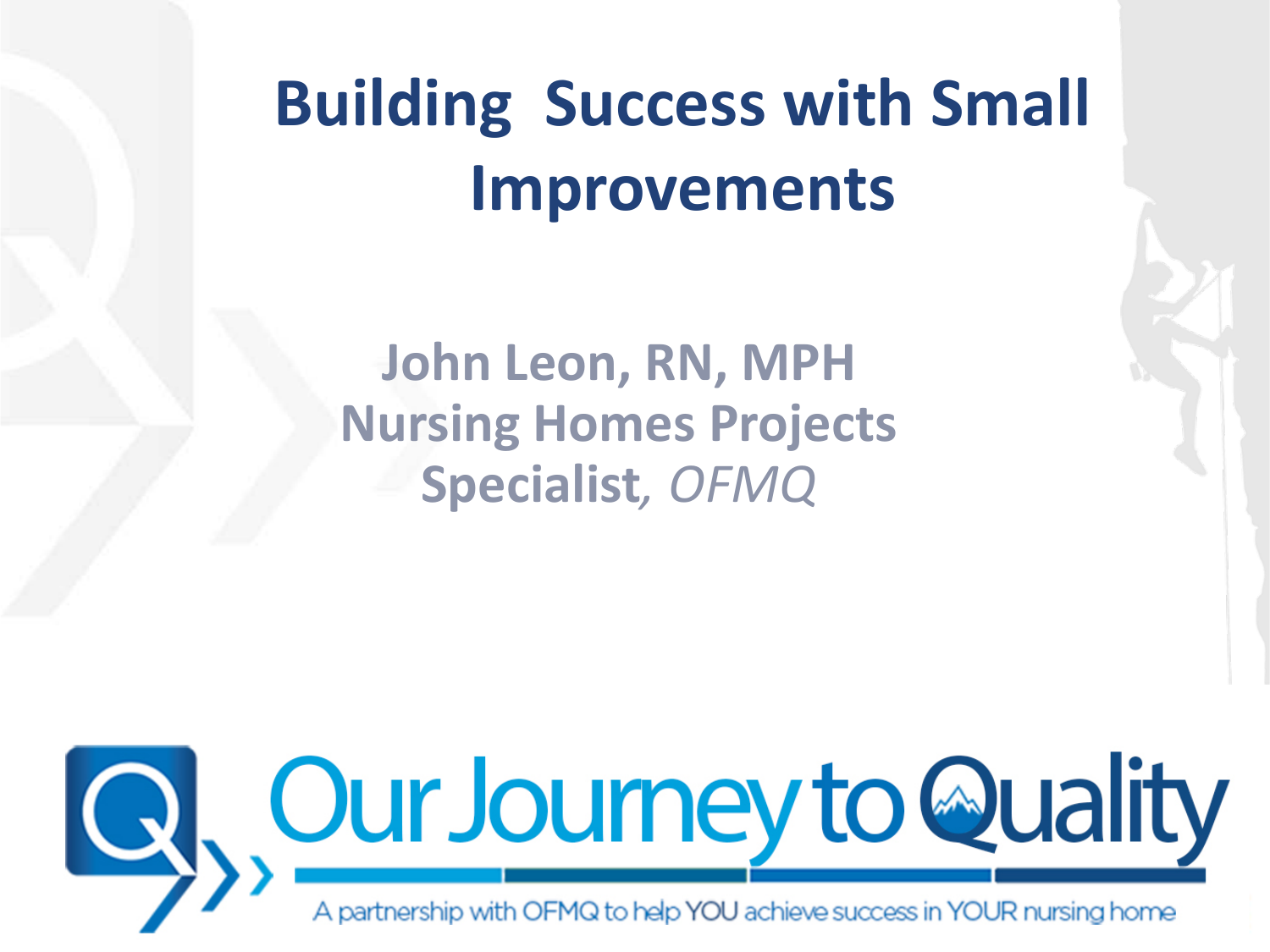# Building Success with Small Improvements

**John Leon, RN, MPH**
**Nursing Homes Projects Specialist**, *OFMQ*

Our Journey to Quality

A partnership with OFMQ to help YOU achieve success in YOUR nursing home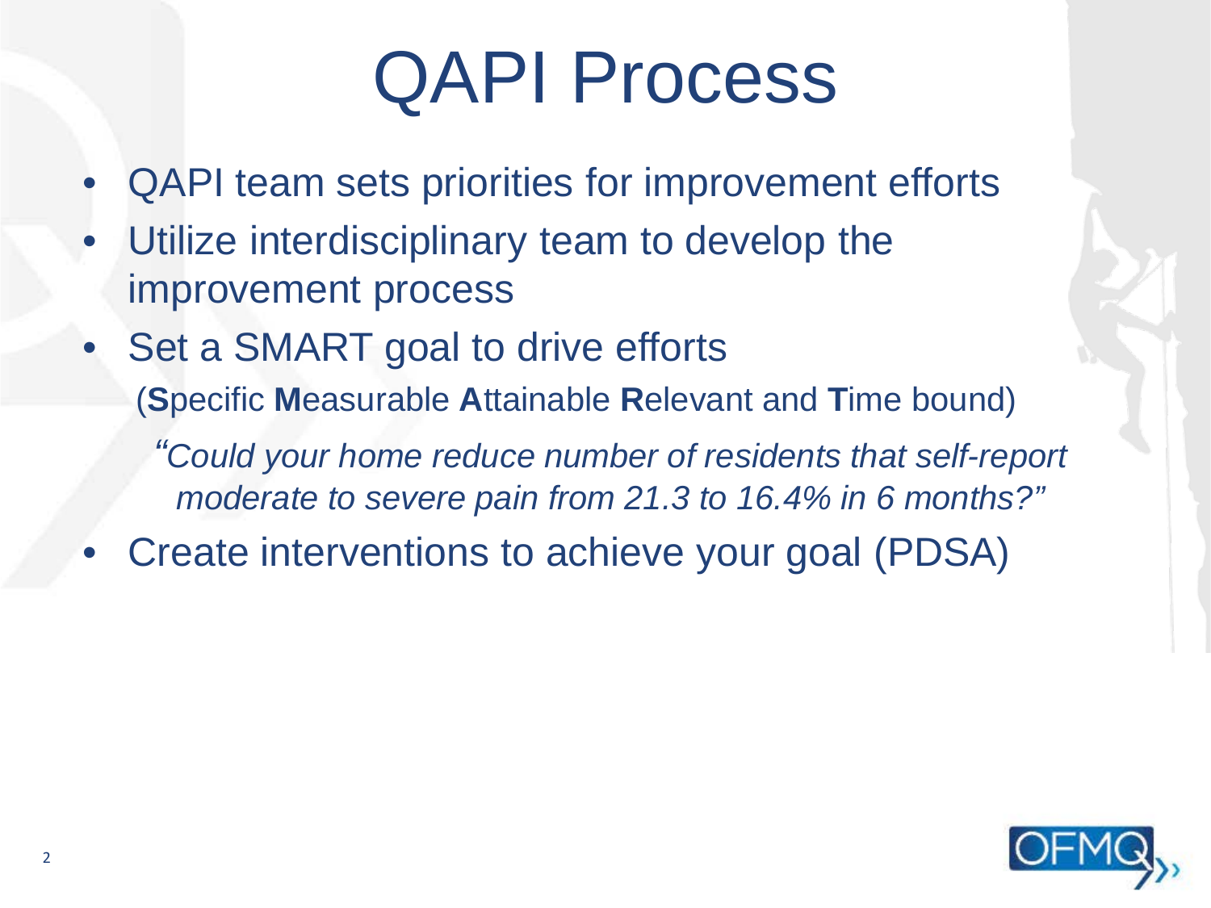# QAPI Process

- QAPI team sets priorities for improvement efforts
- Utilize interdisciplinary team to develop the improvement process
- Set a SMART goal to drive efforts

  (**S**pecific **M**easurable **A**ttainable **R**elevant and **T**ime bound)

  *"Could your home reduce number of residents that self-report moderate to severe pain from 21.3 to 16.4% in 6 months?"*
- Create interventions to achieve your goal (PDSA)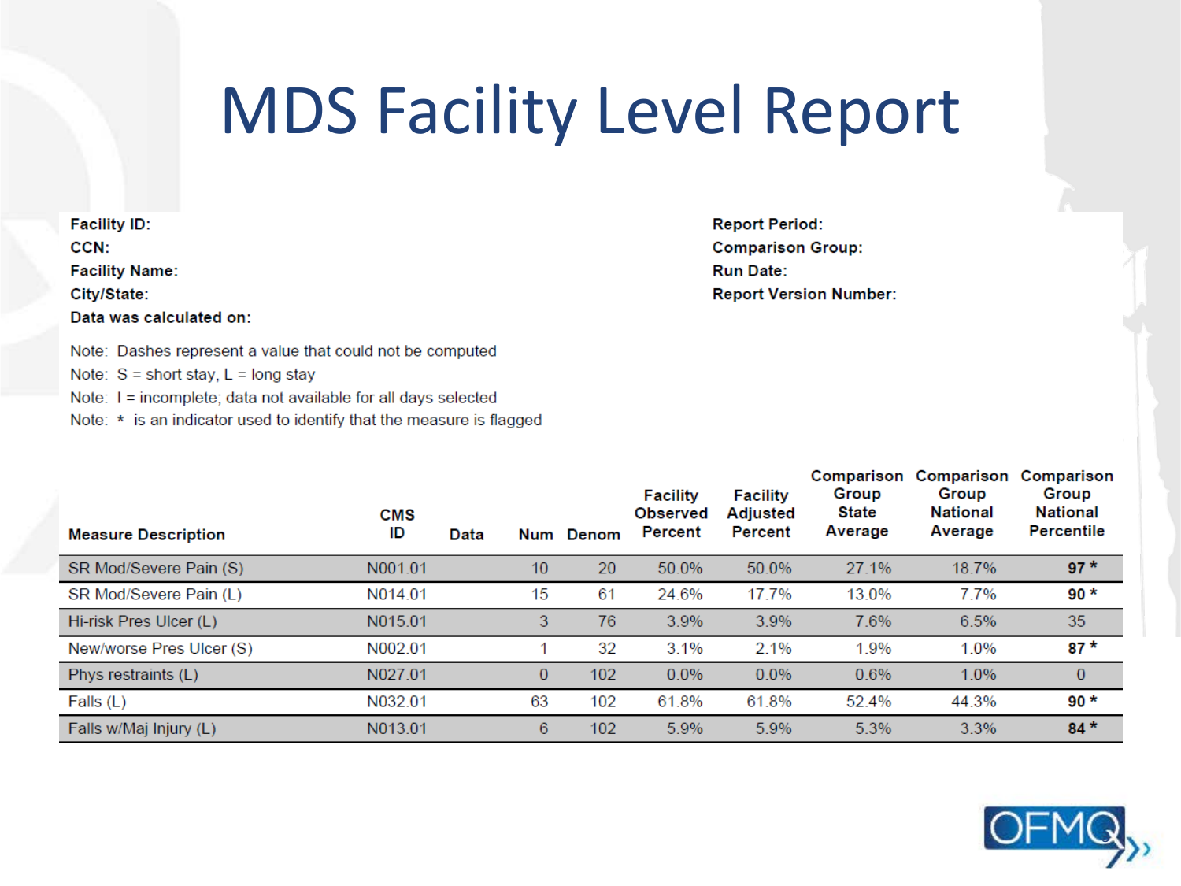# MDS Facility Level Report

**Facility ID:**
**CCN:**
**Facility Name:**
**City/State:**
**Data was calculated on:**

**Report Period:**
**Comparison Group:**
**Run Date:**
**Report Version Number:**

Note: Dashes represent a value that could not be computed
Note: S = short stay, L = long stay
Note: I = incomplete; data not available for all days selected
Note: * is an indicator used to identify that the measure is flagged

| Measure Description | CMS ID | Data | Num | Denom | Facility Observed Percent | Facility Adjusted Percent | Comparison Group State Average | Comparison Group National Average | Comparison Group National Percentile |
|---|---|---|---|---|---|---|---|---|---|
| SR Mod/Severe Pain (S) | N001.01 | | 10 | 20 | 50.0% | 50.0% | 27.1% | 18.7% | **97 *** |
| SR Mod/Severe Pain (L) | N014.01 | | 15 | 61 | 24.6% | 17.7% | 13.0% | 7.7% | **90 *** |
| Hi-risk Pres Ulcer (L) | N015.01 | | 3 | 76 | 3.9% | 3.9% | 7.6% | 6.5% | 35 |
| New/worse Pres Ulcer (S) | N002.01 | | 1 | 32 | 3.1% | 2.1% | 1.9% | 1.0% | **87 *** |
| Phys restraints (L) | N027.01 | | 0 | 102 | 0.0% | 0.0% | 0.6% | 1.0% | 0 |
| Falls (L) | N032.01 | | 63 | 102 | 61.8% | 61.8% | 52.4% | 44.3% | **90 *** |
| Falls w/Maj Injury (L) | N013.01 | | 6 | 102 | 5.9% | 5.9% | 5.3% | 3.3% | **84 *** |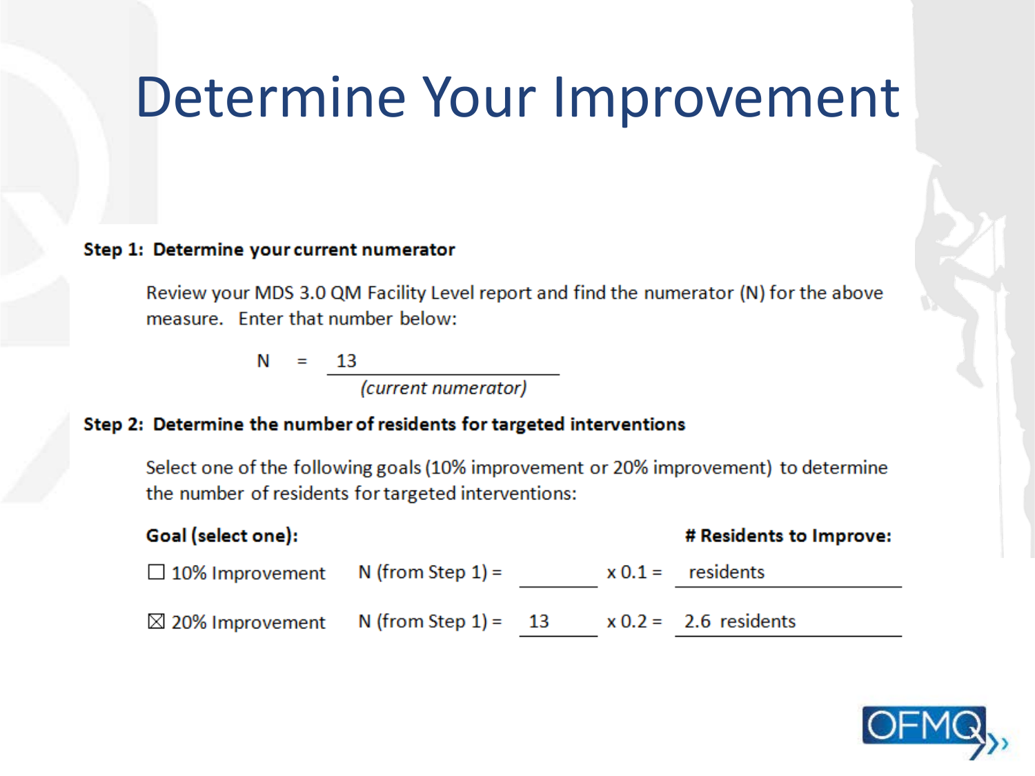# Determine Your Improvement

**Step 1: Determine your current numerator**

Review your MDS 3.0 QM Facility Level report and find the numerator (N) for the above measure. Enter that number below:

N = 13
*(current numerator)*

**Step 2: Determine the number of residents for targeted interventions**

Select one of the following goals (10% improvement or 20% improvement) to determine the number of residents for targeted interventions:

| Goal (select one): | | | # Residents to Improve: |
|---|---|---|---|
| ☐ 10% Improvement | N (from Step 1) = | | x 0.1 = residents |
| ☒ 20% Improvement | N (from Step 1) = | 13 | x 0.2 = 2.6 residents |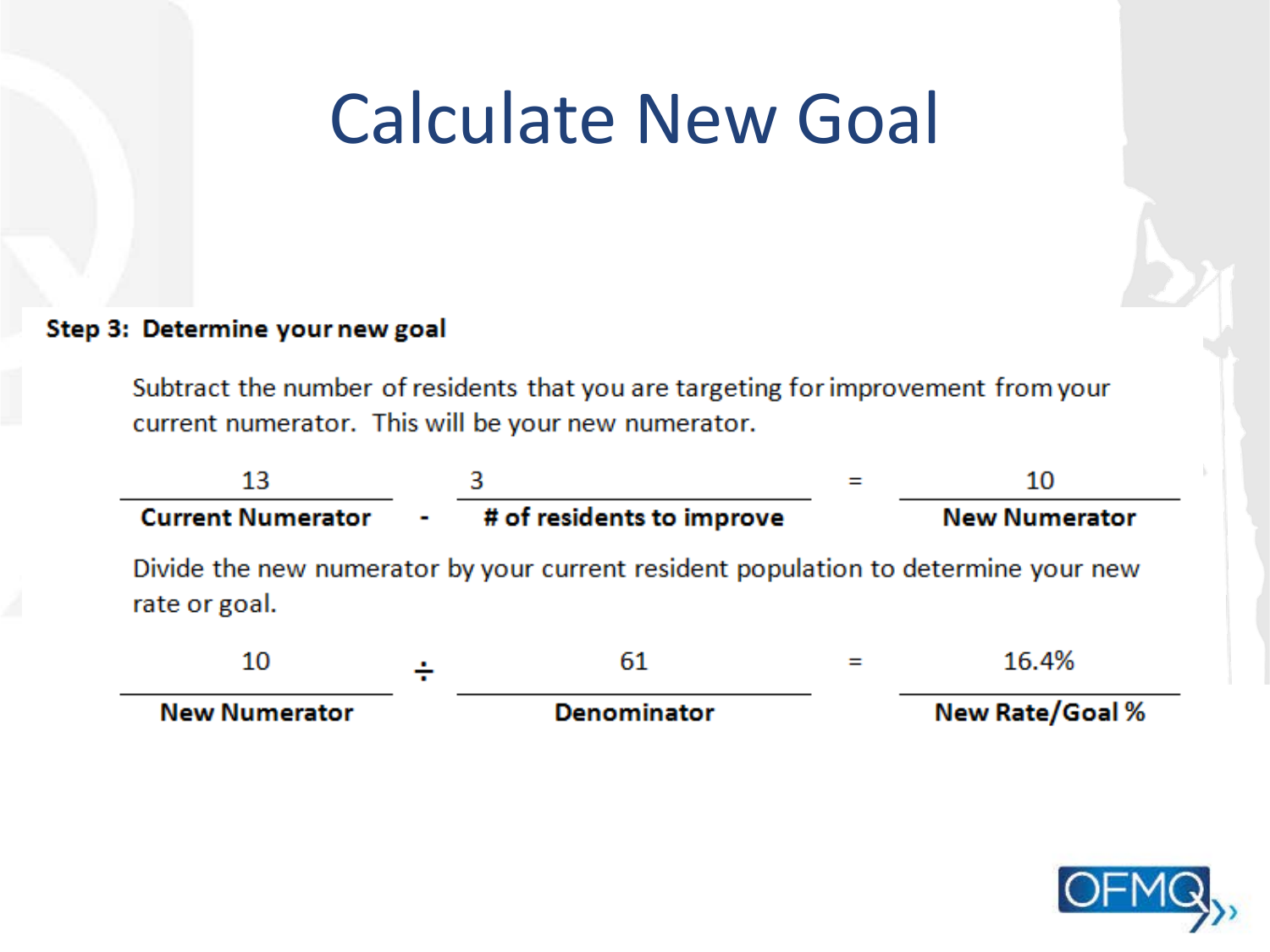# Calculate New Goal

**Step 3: Determine your new goal**

Subtract the number of residents that you are targeting for improvement from your current numerator. This will be your new numerator.

| 13 | - | 3 | = | 10 |
|---|---|---|---|---|
| **Current Numerator** | | **# of residents to improve** | | **New Numerator** |

Divide the new numerator by your current resident population to determine your new rate or goal.

| 10 | ÷ | 61 | = | 16.4% |
|---|---|---|---|---|
| **New Numerator** | | **Denominator** | | **New Rate/Goal %** |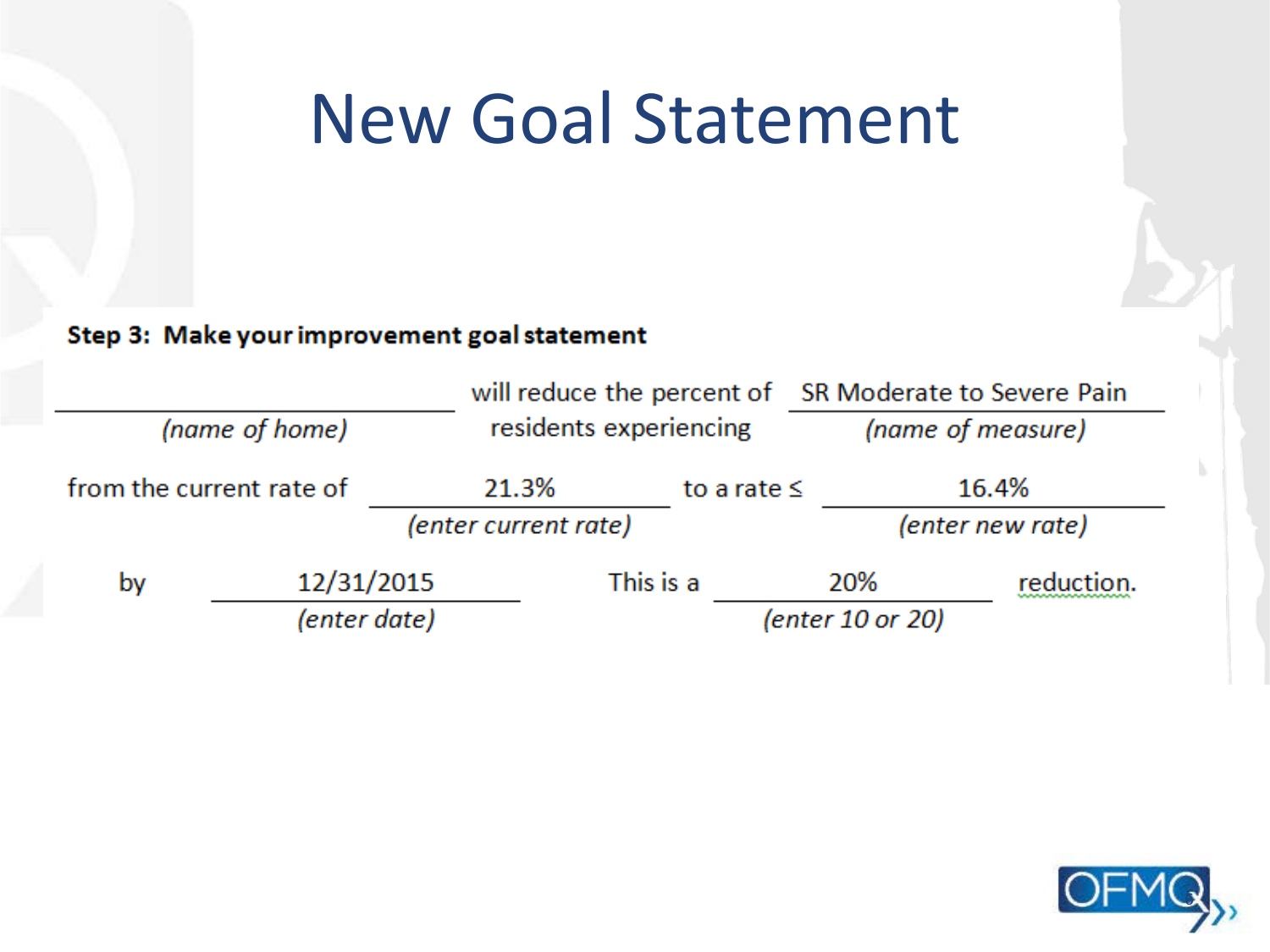# New Goal Statement

**Step 3: Make your improvement goal statement**

_______________ will reduce the percent of residents experiencing SR Moderate to Severe Pain
*(name of home)* *(name of measure)*

from the current rate of 21.3% *(enter current rate)* to a rate ≤ 16.4% *(enter new rate)*

by 12/31/2015 *(enter date)* This is a 20% *(enter 10 or 20)* reduction.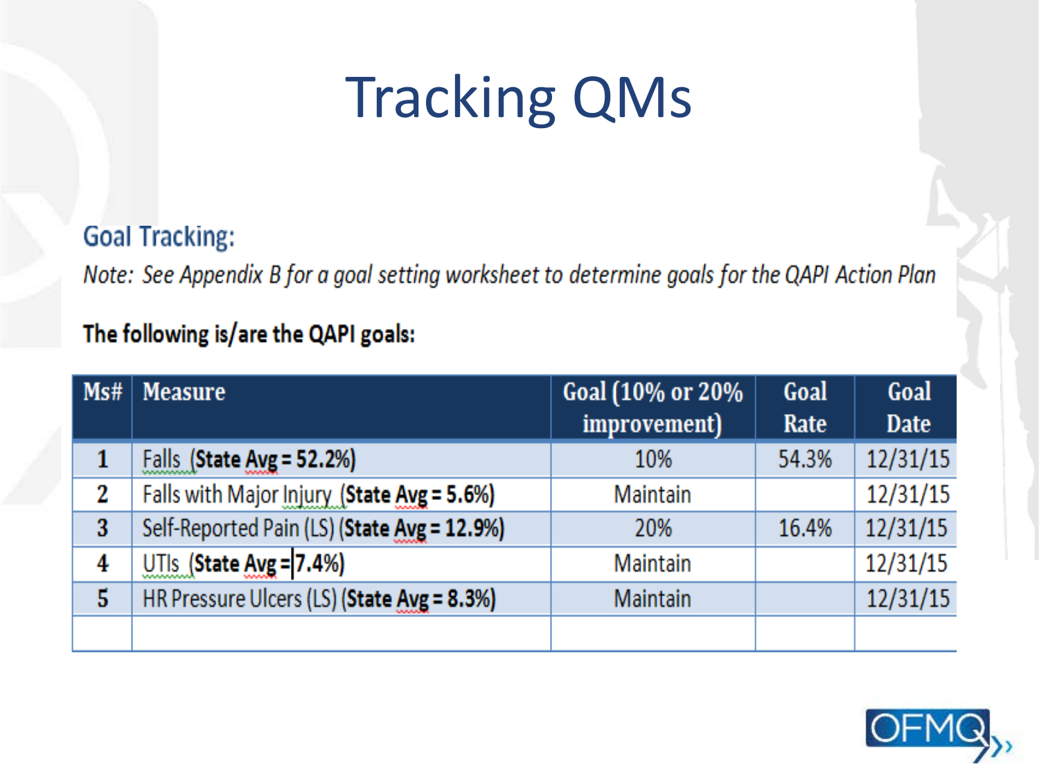# Tracking QMs

## Goal Tracking:

*Note: See Appendix B for a goal setting worksheet to determine goals for the QAPI Action Plan*

**The following is/are the QAPI goals:**

| Ms# | Measure | Goal (10% or 20% improvement) | Goal Rate | Goal Date |
|---|---|---|---|---|
| 1 | Falls **(State Avg = 52.2%)** | 10% | 54.3% | 12/31/15 |
| 2 | Falls with Major Injury **(State Avg = 5.6%)** | Maintain | | 12/31/15 |
| 3 | Self-Reported Pain (LS) **(State Avg = 12.9%)** | 20% | 16.4% | 12/31/15 |
| 4 | UTIs **(State Avg = 7.4%)** | Maintain | | 12/31/15 |
| 5 | HR Pressure Ulcers (LS) **(State Avg = 8.3%)** | Maintain | | 12/31/15 |
| | | | | |

OFMQ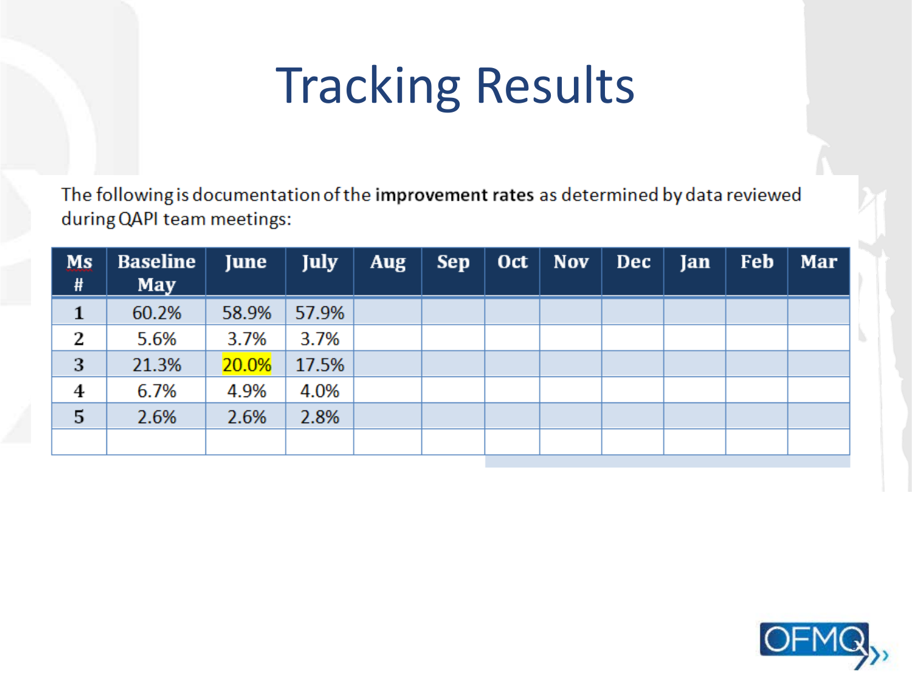# Tracking Results

The following is documentation of the **improvement rates** as determined by data reviewed during QAPI team meetings:

| Ms # | Baseline May | June | July | Aug | Sep | Oct | Nov | Dec | Jan | Feb | Mar |
|---|---|---|---|---|---|---|---|---|---|---|---|
| 1 | 60.2% | 58.9% | 57.9% | | | | | | | | |
| 2 | 5.6% | 3.7% | 3.7% | | | | | | | | |
| 3 | 21.3% | 20.0% | 17.5% | | | | | | | | |
| 4 | 6.7% | 4.9% | 4.0% | | | | | | | | |
| 5 | 2.6% | 2.6% | 2.8% | | | | | | | | |
| | | | | | | | | | | | |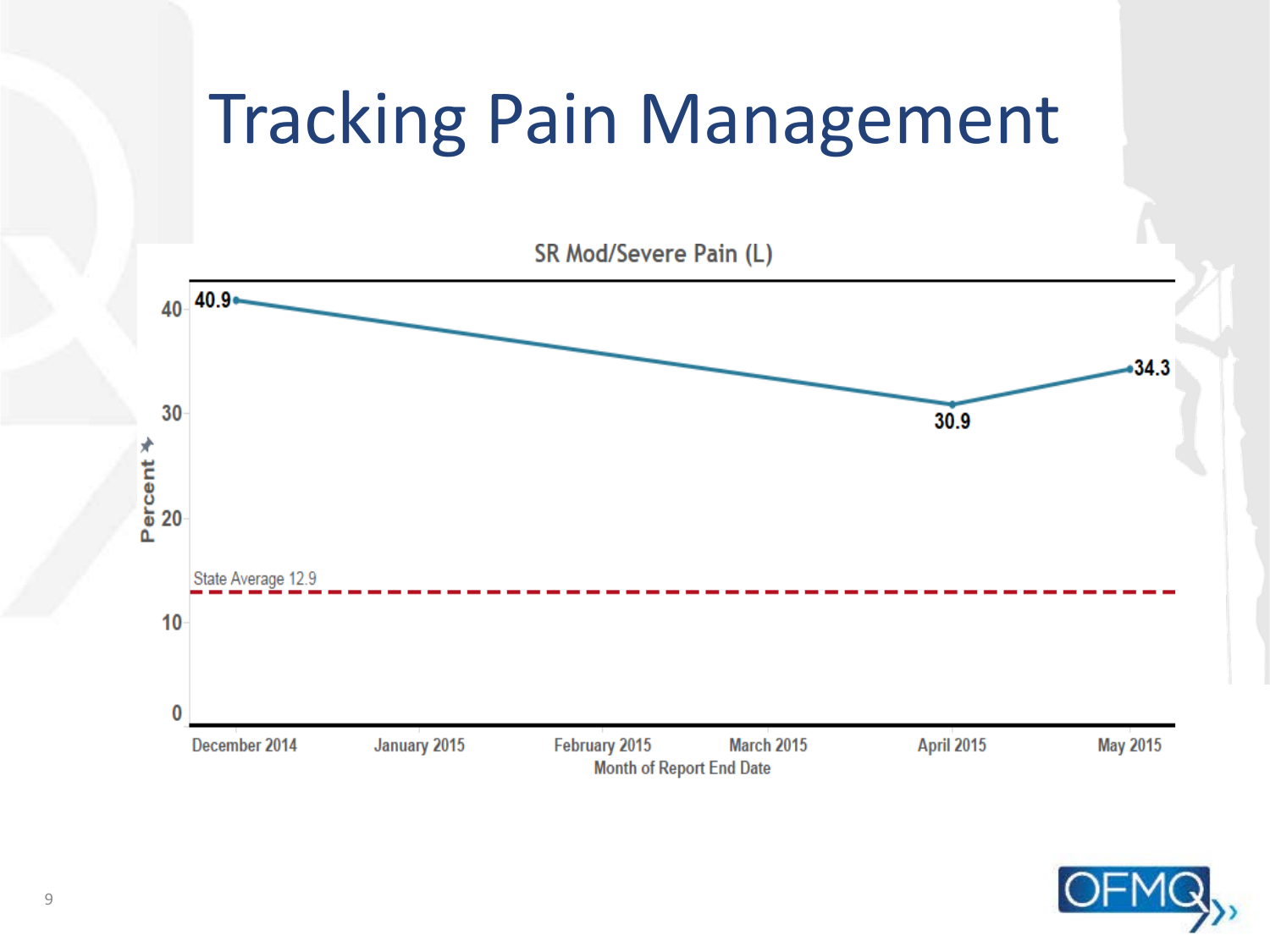# Tracking Pain Management

SR Mod/Severe Pain (L)

| Month of Report End Date | Percent |
|---|---|
| December 2014 | 40.9 |
| April 2015 | 30.9 |
| May 2015 | 34.3 |

State Average 12.9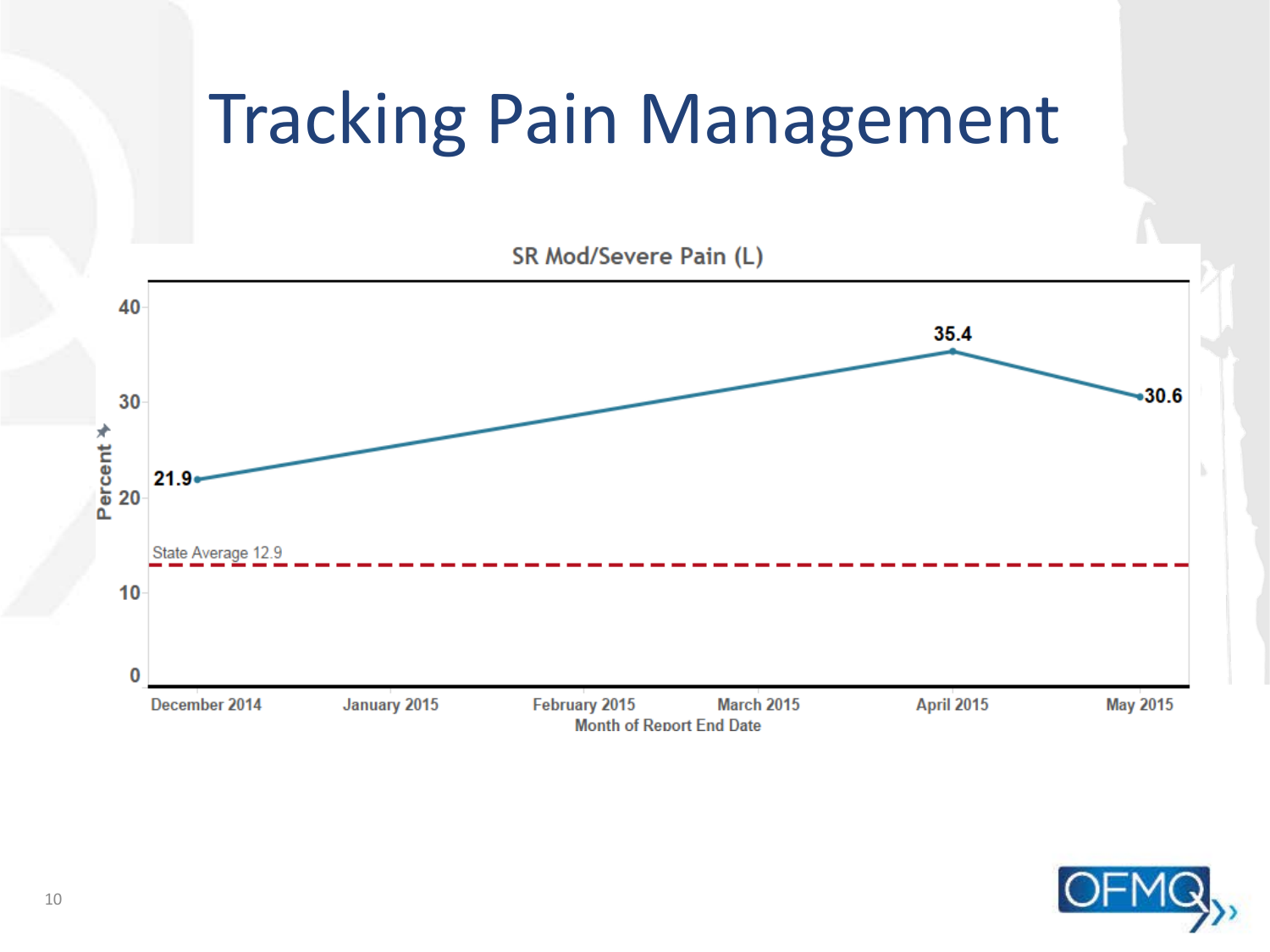# Tracking Pain Management

SR Mod/Severe Pain (L)

| Month of Report End Date | Percent |
| --- | --- |
| December 2014 | 21.9 |
| April 2015 | 35.4 |
| May 2015 | 30.6 |

State Average 12.9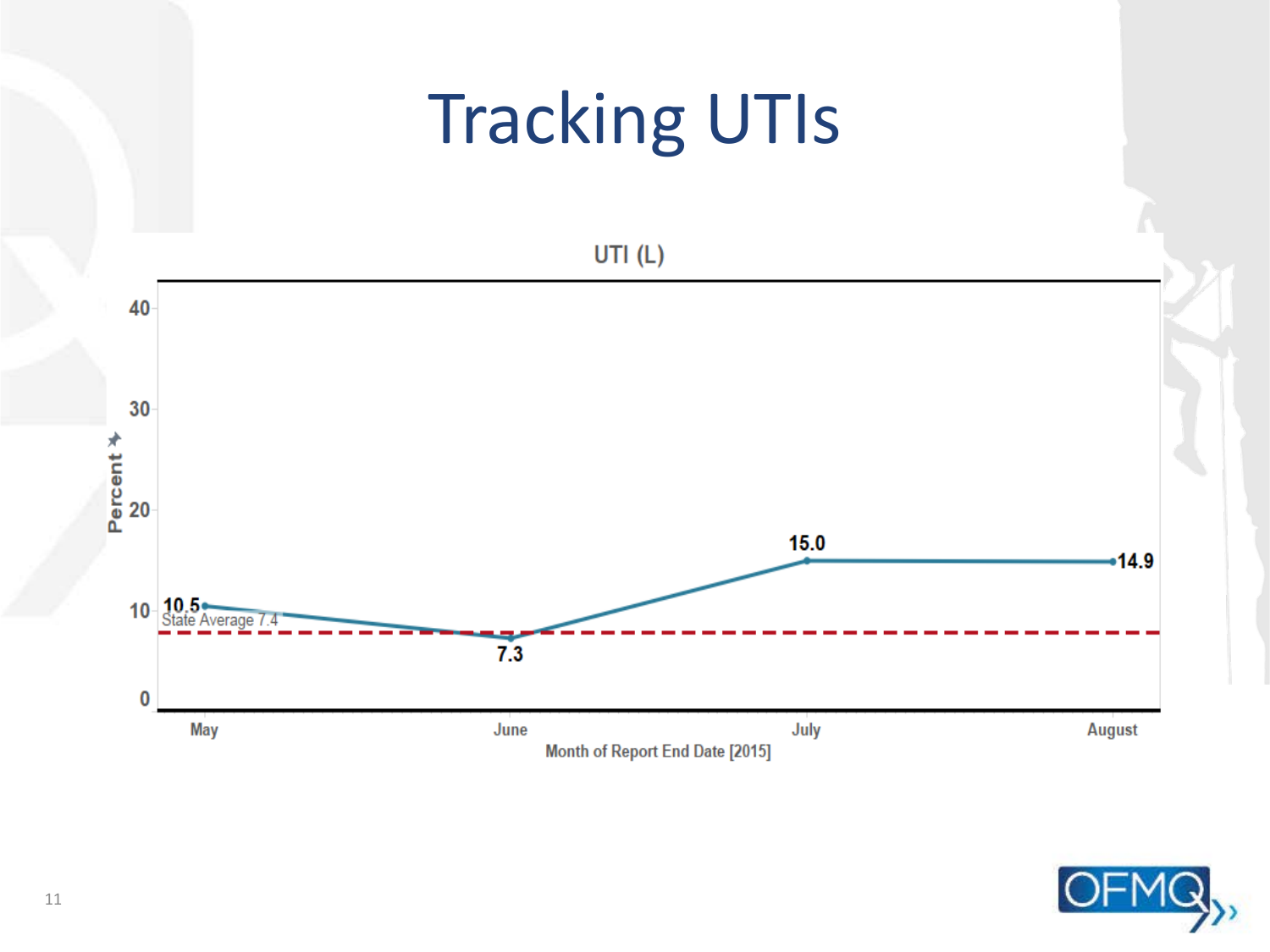# Tracking UTIs

UTI (L)

| Month of Report End Date [2015] | Percent |
| --- | --- |
| May | 10.5 |
| June | 7.3 |
| July | 15.0 |
| August | 14.9 |

State Average 7.4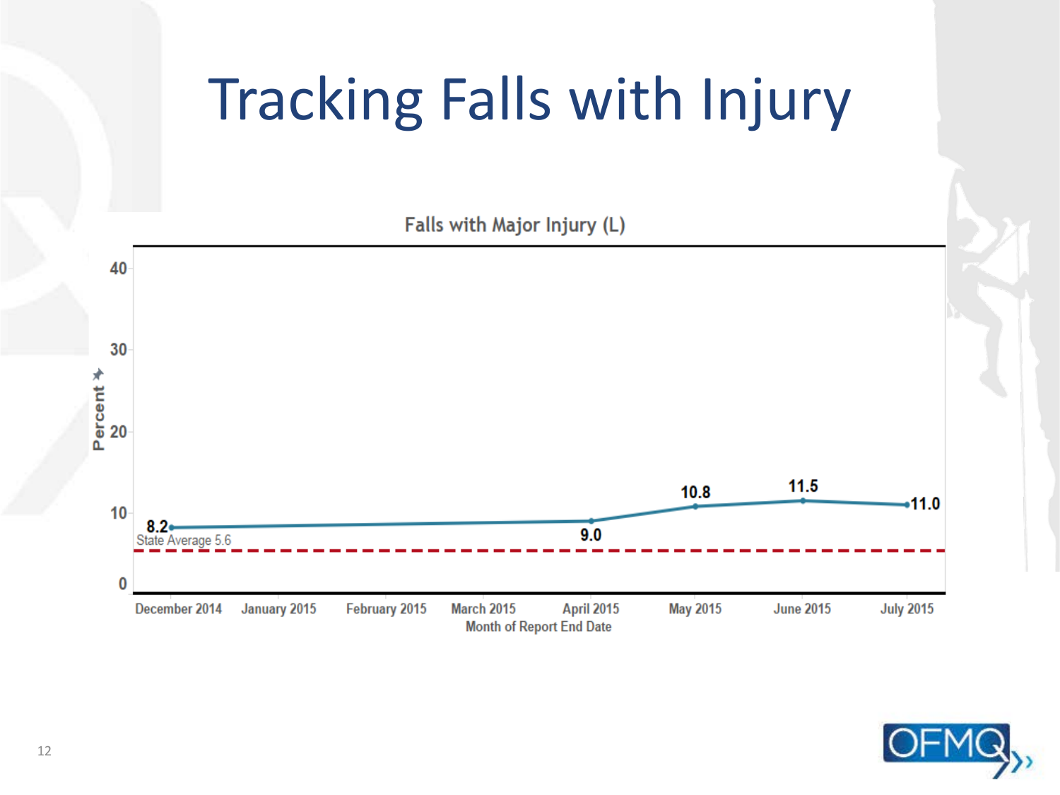# Tracking Falls with Injury

Falls with Major Injury (L)

| Month of Report End Date | Percent |
| --- | --- |
| December 2014 | 8.2 |
| April 2015 | 9.0 |
| May 2015 | 10.8 |
| June 2015 | 11.5 |
| July 2015 | 11.0 |

State Average 5.6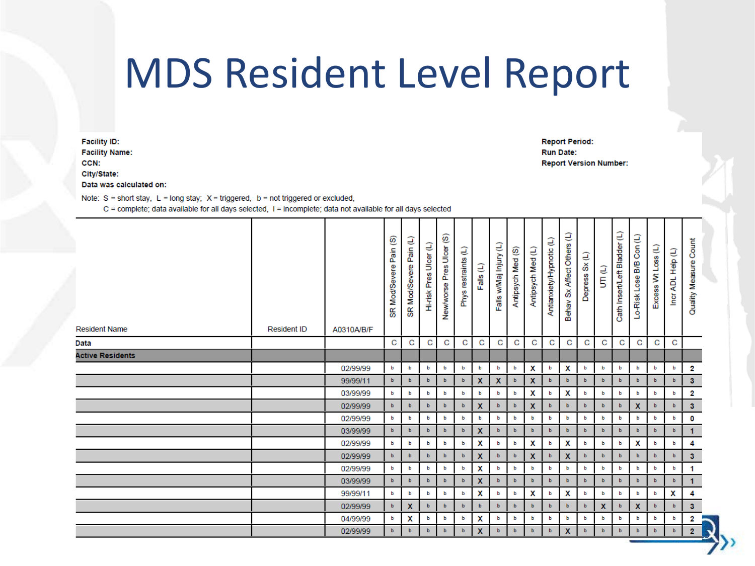# MDS Resident Level Report

**Facility ID:**
**Facility Name:**
**CCN:**
**City/State:**
**Data was calculated on:**

**Report Period:**
**Run Date:**
**Report Version Number:**

Note: S = short stay, L = long stay; X = triggered, b = not triggered or excluded,
C = complete; data available for all days selected, I = incomplete; data not available for all days selected

| Resident Name | Resident ID | A0310A/B/F | SR Mod/Severe Pain (S) | SR Mod/Severe Pain (L) | Hi-risk Pres Ulcer (L) | New/worse Pres Ulcer (S) | Phys restraints (L) | Falls (L) | Falls w/Maj Injury (L) | Antipsych Med (S) | Antipsych Med (L) | Antianxiety/Hypnotic (L) | Behav Sx Affect Others (L) | Depress Sx (L) | UTI (L) | Cath Insert/Left Bladder (L) | Lo-Risk Lose B/B Con (L) | Excess Wt Loss (L) | Incr ADL Help (L) | Quality Measure Count |
|---|---|---|---|---|---|---|---|---|---|---|---|---|---|---|---|---|---|---|---|---|
| **Data** | | | C | C | C | C | C | C | C | C | C | C | C | C | C | C | C | C | C | |
| **Active Residents** | | | | | | | | | | | | | | | | | | | | |
| | | 02/99/99 | b | b | b | b | b | b | b | b | X | b | X | b | b | b | b | b | b | 2 |
| | | 99/99/11 | b | b | b | b | b | X | X | b | X | b | b | b | b | b | b | b | b | 3 |
| | | 03/99/99 | b | b | b | b | b | b | b | b | X | b | X | b | b | b | b | b | b | 2 |
| | | 02/99/99 | b | b | b | b | b | X | b | b | X | b | b | b | b | b | X | b | b | 3 |
| | | 02/99/99 | b | b | b | b | b | b | b | b | b | b | b | b | b | b | b | b | b | 0 |
| | | 03/99/99 | b | b | b | b | b | X | b | b | b | b | b | b | b | b | b | b | b | 1 |
| | | 02/99/99 | b | b | b | b | b | X | b | b | X | b | X | b | b | b | X | b | b | 4 |
| | | 02/99/99 | b | b | b | b | b | X | b | b | X | b | X | b | b | b | b | b | b | 3 |
| | | 02/99/99 | b | b | b | b | b | X | b | b | b | b | b | b | b | b | b | b | b | 1 |
| | | 03/99/99 | b | b | b | b | b | X | b | b | b | b | b | b | b | b | b | b | b | 1 |
| | | 99/99/11 | b | b | b | b | b | X | b | b | X | b | X | b | b | b | b | b | X | 4 |
| | | 02/99/99 | b | X | b | b | b | b | b | b | b | b | b | b | X | b | X | b | b | 3 |
| | | 04/99/99 | b | X | b | b | b | X | b | b | b | b | b | b | b | b | b | b | b | 2 |
| | | 02/99/99 | b | b | b | b | b | X | b | b | b | b | X | b | b | b | b | b | b | 2 |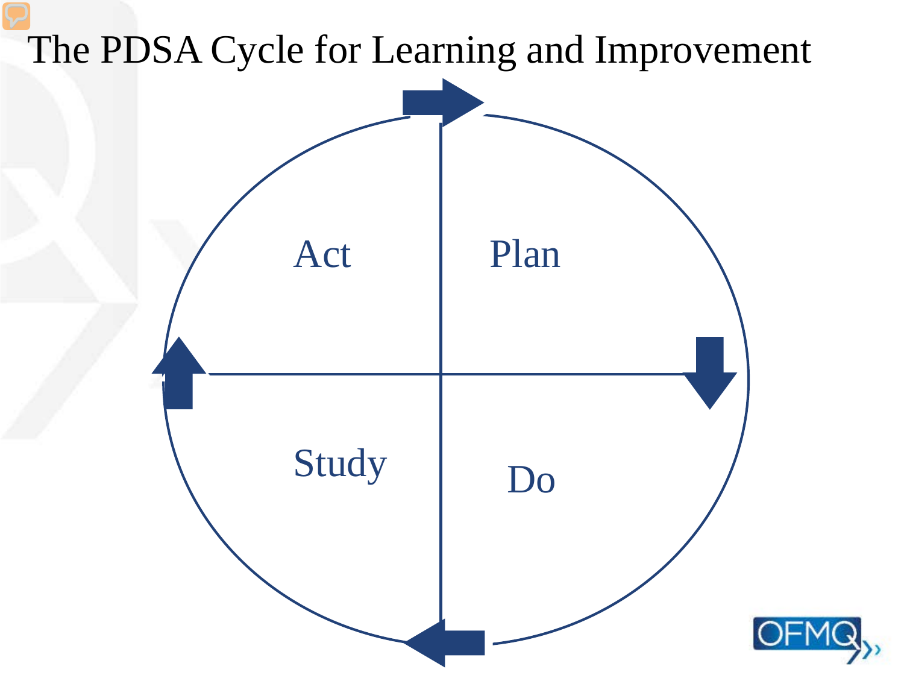# The PDSA Cycle for Learning and Improvement

Act

Plan

Study

Do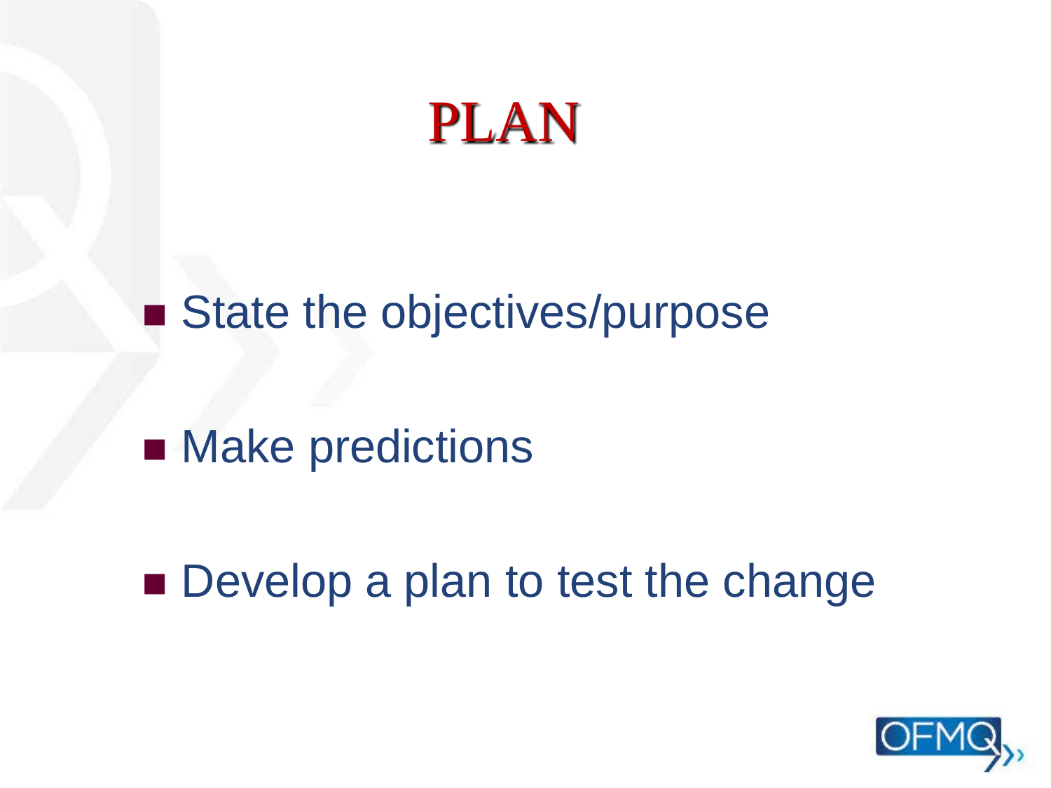# PLAN

- State the objectives/purpose
- Make predictions
- Develop a plan to test the change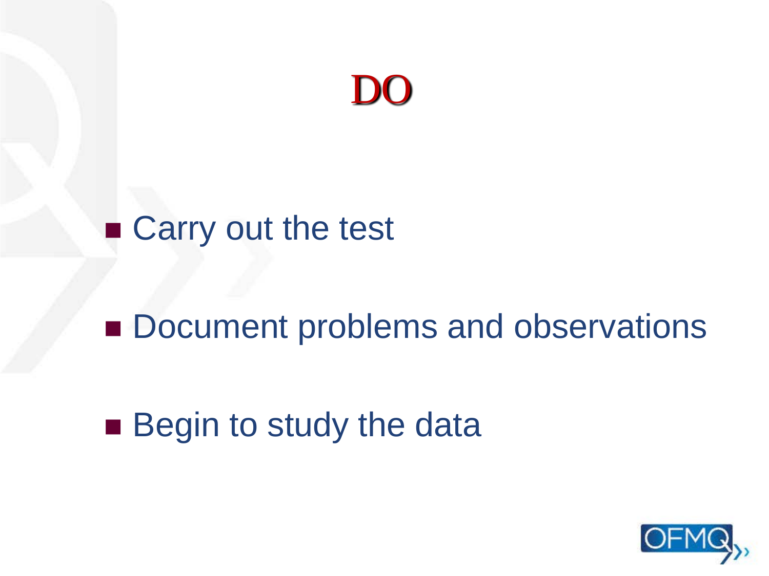# DO

- Carry out the test
- Document problems and observations
- Begin to study the data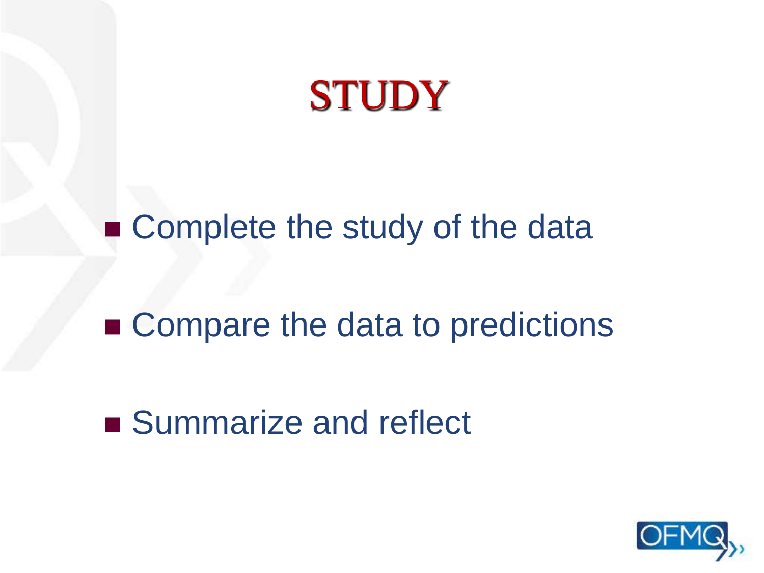# STUDY

- Complete the study of the data
- Compare the data to predictions
- Summarize and reflect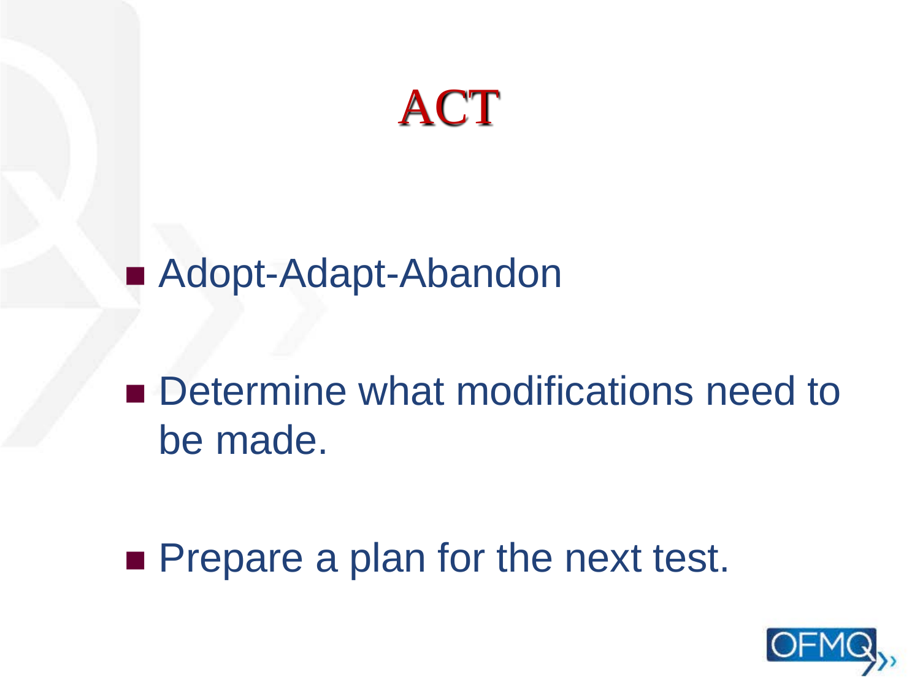# ACT

- Adopt-Adapt-Abandon

- Determine what modifications need to be made.

- Prepare a plan for the next test.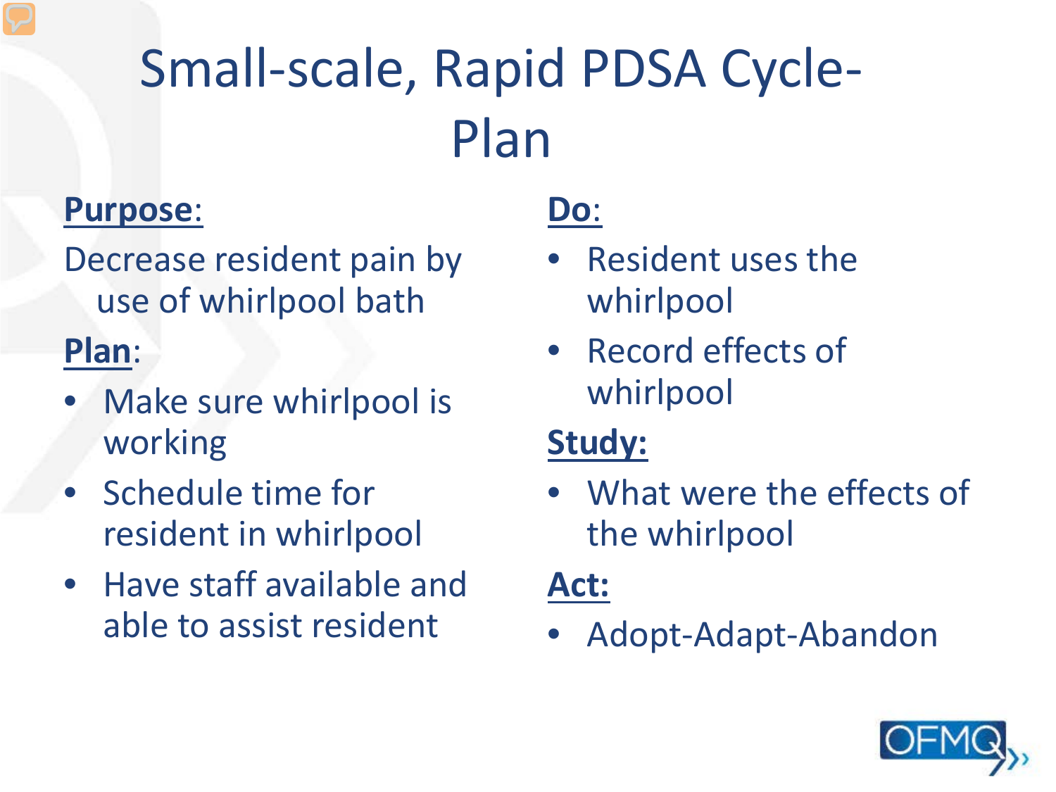# Small-scale, Rapid PDSA Cycle-Plan

**Purpose**:

Decrease resident pain by use of whirlpool bath

**Plan**:

- Make sure whirlpool is working
- Schedule time for resident in whirlpool
- Have staff available and able to assist resident

**Do**:

- Resident uses the whirlpool
- Record effects of whirlpool

**Study:**

- What were the effects of the whirlpool

**Act:**

- Adopt-Adapt-Abandon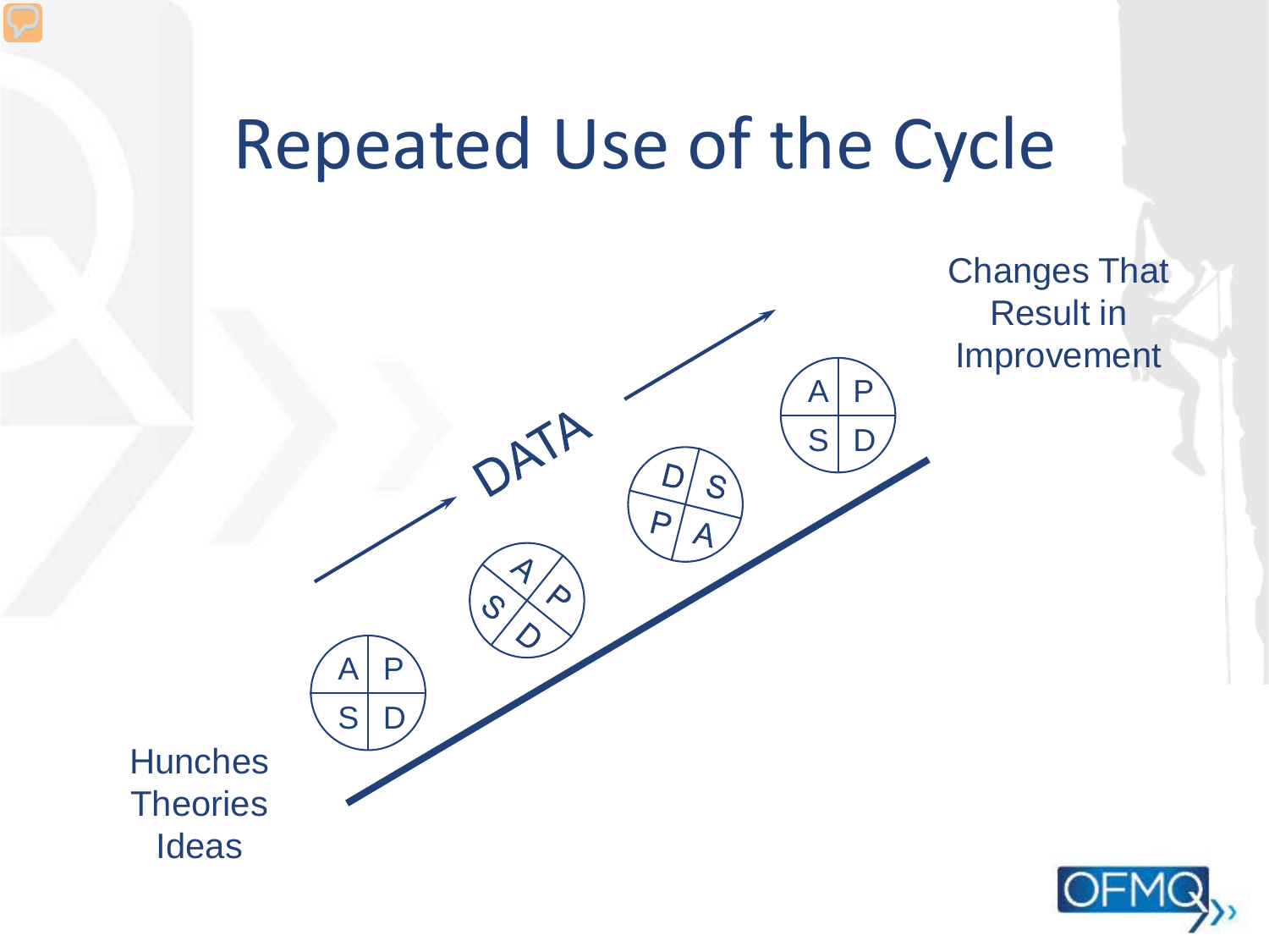# Repeated Use of the Cycle

Changes That Result in Improvement

DATA

A | P
S | D

Hunches
Theories
Ideas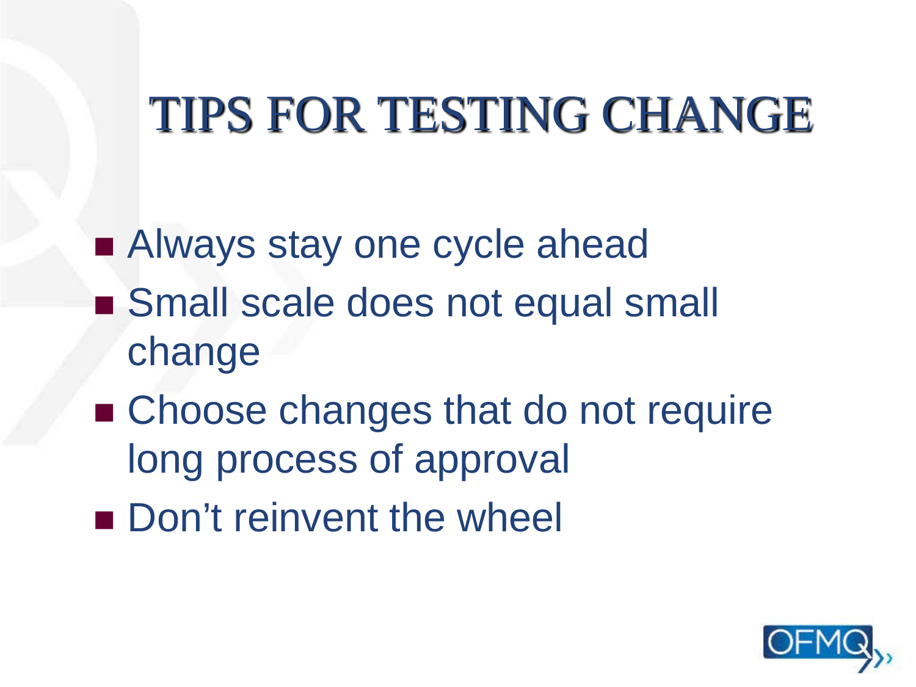# TIPS FOR TESTING CHANGE

- Always stay one cycle ahead
- Small scale does not equal small change
- Choose changes that do not require long process of approval
- Don't reinvent the wheel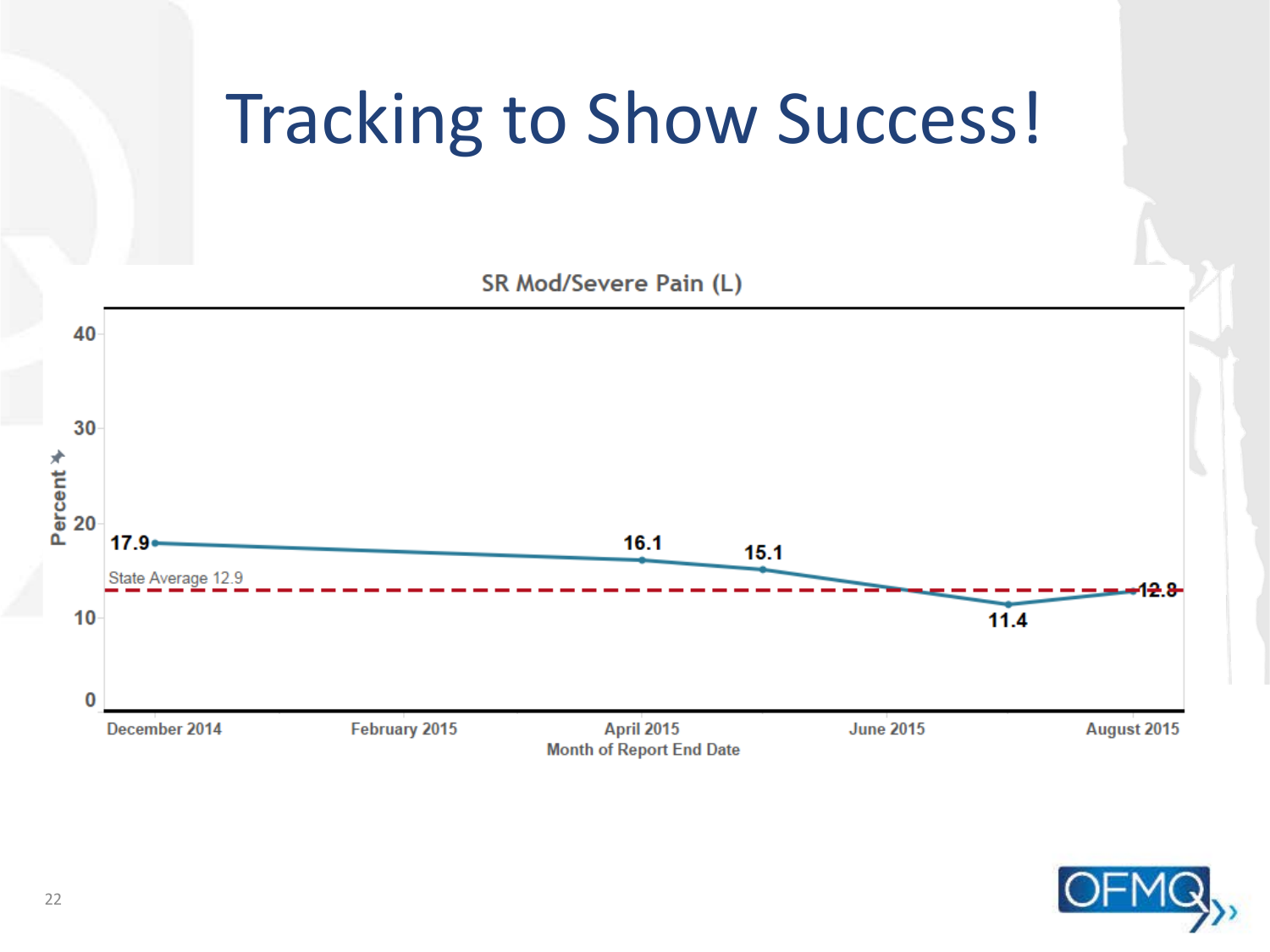# Tracking to Show Success!

**SR Mod/Severe Pain (L)**

| Month of Report End Date | Percent |
|---|---|
| December 2014 | 17.9 |
| April 2015 | 16.1 |
| May 2015 | 15.1 |
| July 2015 | 11.4 |
| August 2015 | 12.8 |

State Average 12.9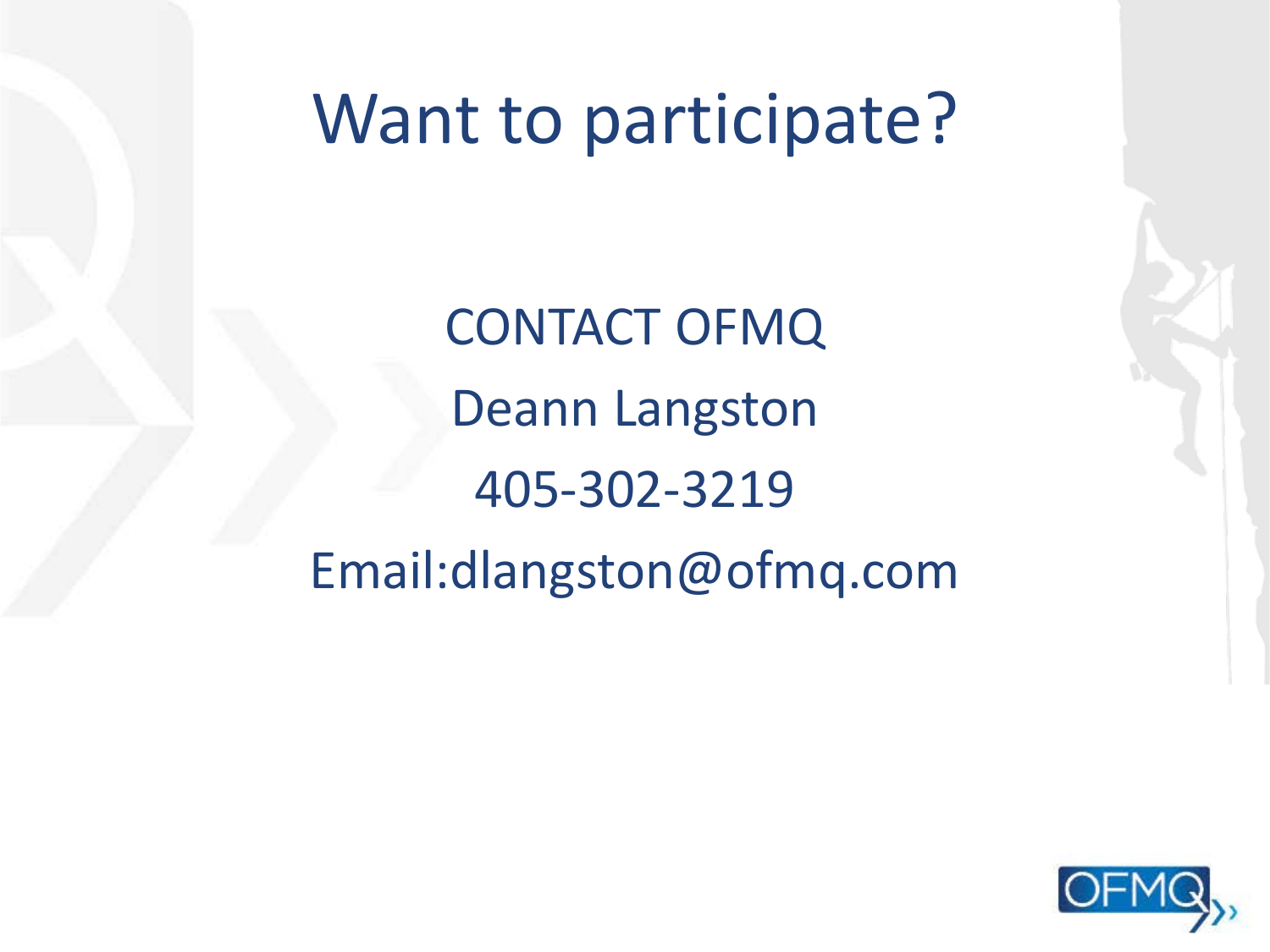# Want to participate?

CONTACT OFMQ

Deann Langston

405-302-3219

Email:dlangston@ofmq.com